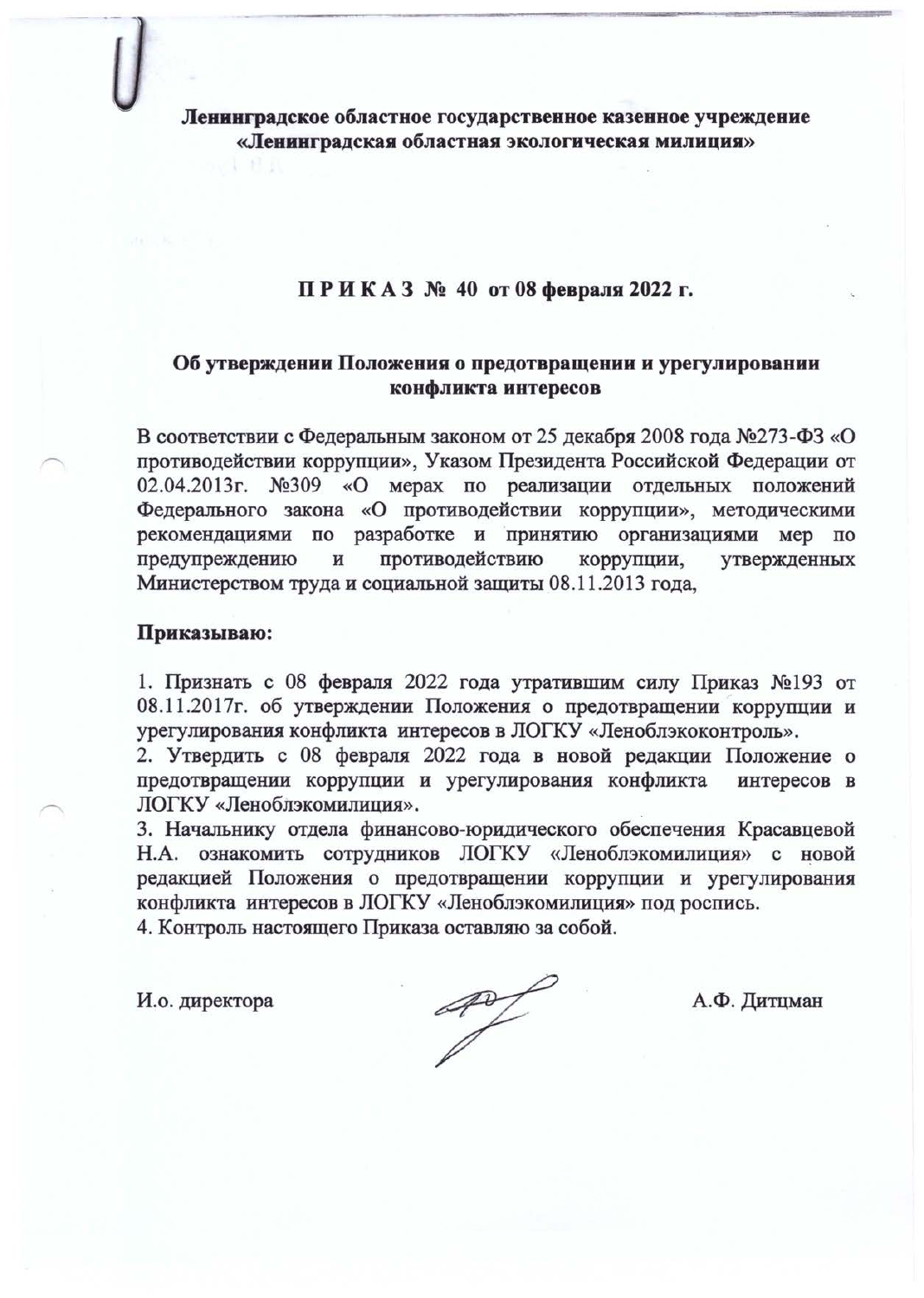**Ленинградское областное государственное казенное учреждение «Ленинградская областная экологическая милиция»**

**П Р И К А З № 40 от 08 февраля 2022 г.**

**Об утверждении Положения о предотвращении и урегулировании конфликта интересов**

В соответствии с Федеральным законом от 25 декабря 2008 года №273-ФЗ «О противодействии коррупции», Указом Президента Российской Федерации от 02.04.2013г. №309 «О мерах по реализации отдельных положений Федерального закона «О противодействии коррупции», методическими рекомендациями по разработке и принятию организациями мер по предупреждению и противодействию коррупции, утвержденных Министерством труда и социальной защиты 08.11.2013 года,

**Приказываю:**

1. Признать с 08 февраля 2022 года утратившим силу Приказ №193 от 08.11.2017г. об утверждении Положения о предотвращении коррупции и урегулирования конфликта интересов в ЛОГКУ «Леноблэкоконтроль».
2. Утвердить с 08 февраля 2022 года в новой редакции Положение о предотвращении коррупции и урегулирования конфликта интересов в ЛОГКУ «Леноблэкомилиция».
3. Начальнику отдела финансово-юридического обеспечения Красавцевой Н.А. ознакомить сотрудников ЛОГКУ «Леноблэкомилиция» с новой редакцией Положения о предотвращении коррупции и урегулирования конфликта интересов в ЛОГКУ «Леноблэкомилиция» под роспись.
4. Контроль настоящего Приказа оставляю за собой.

И.о. директора А.Ф. Дитцман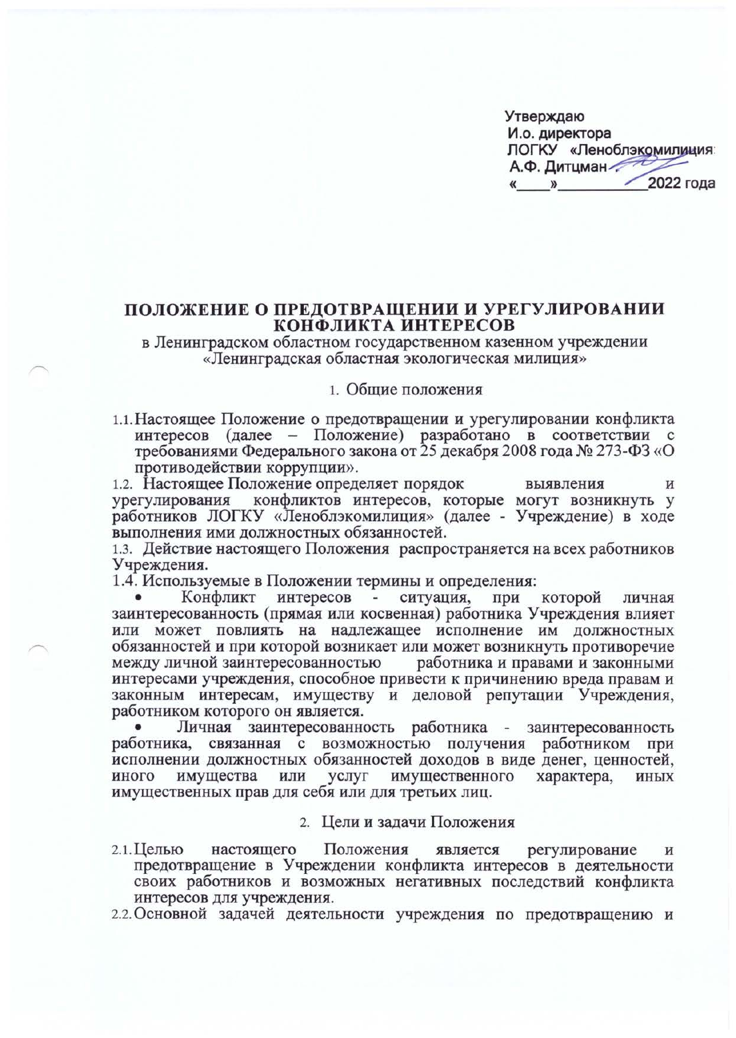Утверждаю
И.о. директора
ЛОГКУ «Леноблэкомилиция»
А.Ф. Дитцман
«____»____________2022 года

# ПОЛОЖЕНИЕ О ПРЕДОТВРАЩЕНИИ И УРЕГУЛИРОВАНИИ КОНФЛИКТА ИНТЕРЕСОВ

в Ленинградском областном государственном казенном учреждении «Ленинградская областная экологическая милиция»

## 1. Общие положения

1.1. Настоящее Положение о предотвращении и урегулировании конфликта интересов (далее – Положение) разработано в соответствии с требованиями Федерального закона от 25 декабря 2008 года № 273-ФЗ «О противодействии коррупции».

1.2. Настоящее Положение определяет порядок выявления и урегулирования конфликтов интересов, которые могут возникнуть у работников ЛОГКУ «Леноблэкомилиция» (далее - Учреждение) в ходе выполнения ими должностных обязанностей.

1.3. Действие настоящего Положения распространяется на всех работников Учреждения.

1.4. Используемые в Положении термины и определения:

- Конфликт интересов - ситуация, при которой личная заинтересованность (прямая или косвенная) работника Учреждения влияет или может повлиять на надлежащее исполнение им должностных обязанностей и при которой возникает или может возникнуть противоречие между личной заинтересованностью работника и правами и законными интересами учреждения, способное привести к причинению вреда правам и законным интересам, имуществу и деловой репутации Учреждения, работником которого он является.
- Личная заинтересованность работника - заинтересованность работника, связанная с возможностью получения работником при исполнении должностных обязанностей доходов в виде денег, ценностей, иного имущества или услуг имущественного характера, иных имущественных прав для себя или для третьих лиц.

## 2. Цели и задачи Положения

2.1. Целью настоящего Положения является регулирование и предотвращение в Учреждении конфликта интересов в деятельности своих работников и возможных негативных последствий конфликта интересов для учреждения.

2.2. Основной задачей деятельности учреждения по предотвращению и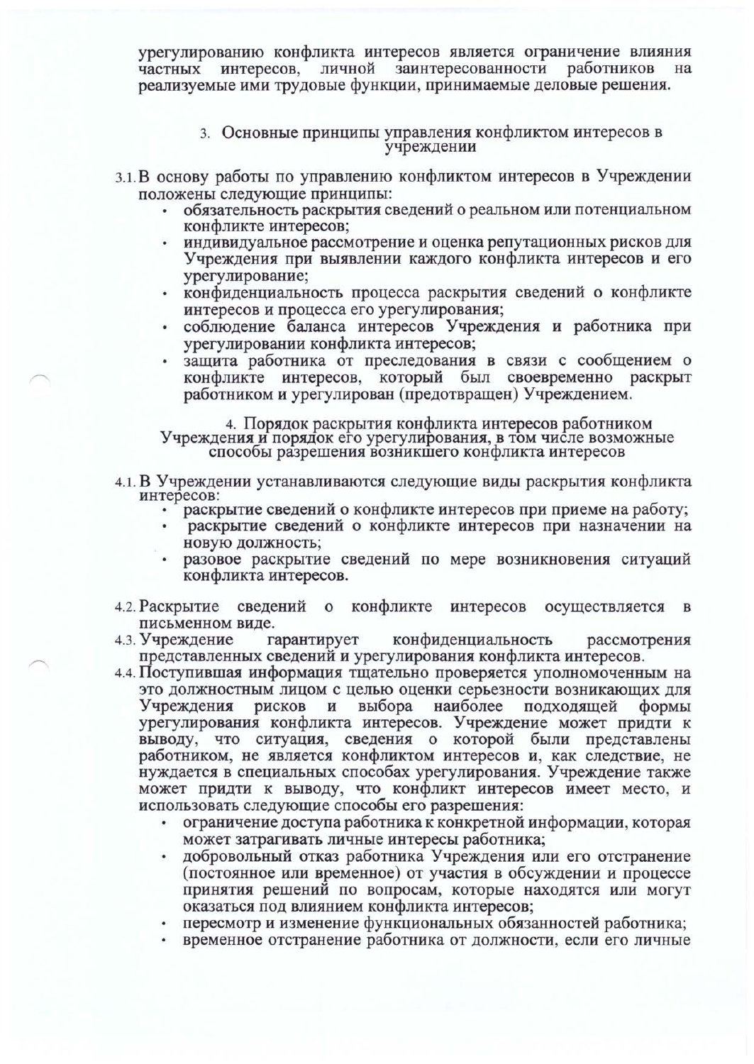урегулированию конфликта интересов является ограничение влияния частных интересов, личной заинтересованности работников на реализуемые ими трудовые функции, принимаемые деловые решения.

## 3. Основные принципы управления конфликтом интересов в учреждении

3.1. В основу работы по управлению конфликтом интересов в Учреждении положены следующие принципы:

- обязательность раскрытия сведений о реальном или потенциальном конфликте интересов;
- индивидуальное рассмотрение и оценка репутационных рисков для Учреждения при выявлении каждого конфликта интересов и его урегулирование;
- конфиденциальность процесса раскрытия сведений о конфликте интересов и процесса его урегулирования;
- соблюдение баланса интересов Учреждения и работника при урегулировании конфликта интересов;
- защита работника от преследования в связи с сообщением о конфликте интересов, который был своевременно раскрыт работником и урегулирован (предотвращен) Учреждением.

## 4. Порядок раскрытия конфликта интересов работником Учреждения и порядок его урегулирования, в том числе возможные способы разрешения возникшего конфликта интересов

4.1. В Учреждении устанавливаются следующие виды раскрытия конфликта интересов:

- раскрытие сведений о конфликте интересов при приеме на работу;
- раскрытие сведений о конфликте интересов при назначении на новую должность;
- разовое раскрытие сведений по мере возникновения ситуаций конфликта интересов.

4.2. Раскрытие сведений о конфликте интересов осуществляется в письменном виде.

4.3. Учреждение гарантирует конфиденциальность рассмотрения представленных сведений и урегулирования конфликта интересов.

4.4. Поступившая информация тщательно проверяется уполномоченным на это должностным лицом с целью оценки серьезности возникающих для Учреждения рисков и выбора наиболее подходящей формы урегулирования конфликта интересов. Учреждение может придти к выводу, что ситуация, сведения о которой были представлены работником, не является конфликтом интересов и, как следствие, не нуждается в специальных способах урегулирования. Учреждение также может придти к выводу, что конфликт интересов имеет место, и использовать следующие способы его разрешения:

- ограничение доступа работника к конкретной информации, которая может затрагивать личные интересы работника;
- добровольный отказ работника Учреждения или его отстранение (постоянное или временное) от участия в обсуждении и процессе принятия решений по вопросам, которые находятся или могут оказаться под влиянием конфликта интересов;
- пересмотр и изменение функциональных обязанностей работника;
- временное отстранение работника от должности, если его личные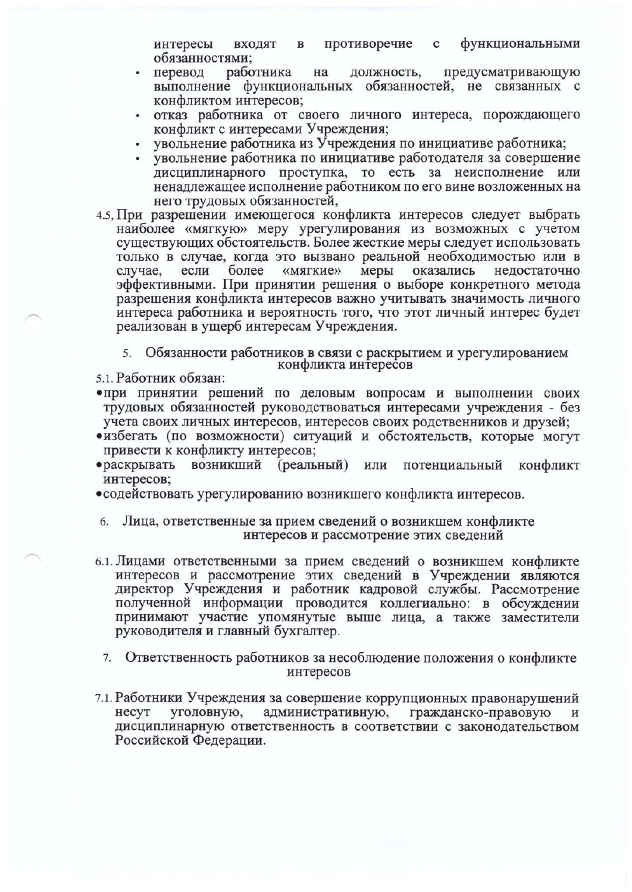интересы входят в противоречие с функциональными обязанностями;

- перевод работника на должность, предусматривающую выполнение функциональных обязанностей, не связанных с конфликтом интересов;
- отказ работника от своего личного интереса, порождающего конфликт с интересами Учреждения;
- увольнение работника из Учреждения по инициативе работника;
- увольнение работника по инициативе работодателя за совершение дисциплинарного проступка, то есть за неисполнение или ненадлежащее исполнение работником по его вине возложенных на него трудовых обязанностей,

4.5. При разрешении имеющегося конфликта интересов следует выбрать наиболее «мягкую» меру урегулирования из возможных с учетом существующих обстоятельств. Более жесткие меры следует использовать только в случае, когда это вызвано реальной необходимостью или в случае, если более «мягкие» меры оказались недостаточно эффективными. При принятии решения о выборе конкретного метода разрешения конфликта интересов важно учитывать значимость личного интереса работника и вероятность того, что этот личный интерес будет реализован в ущерб интересам Учреждения.

## 5. Обязанности работников в связи с раскрытием и урегулированием конфликта интересов

5.1. Работник обязан:

- при принятии решений по деловым вопросам и выполнении своих трудовых обязанностей руководствоваться интересами учреждения - без учета своих личных интересов, интересов своих родственников и друзей;
- избегать (по возможности) ситуаций и обстоятельств, которые могут привести к конфликту интересов;
- раскрывать возникший (реальный) или потенциальный конфликт интересов;
- содействовать урегулированию возникшего конфликта интересов.

## 6. Лица, ответственные за прием сведений о возникшем конфликте интересов и рассмотрение этих сведений

6.1. Лицами ответственными за прием сведений о возникшем конфликте интересов и рассмотрение этих сведений в Учреждении являются директор Учреждения и работник кадровой службы. Рассмотрение полученной информации проводится коллегиально: в обсуждении принимают участие упомянутые выше лица, а также заместители руководителя и главный бухгалтер.

## 7. Ответственность работников за несоблюдение положения о конфликте интересов

7.1. Работники Учреждения за совершение коррупционных правонарушений несут уголовную, административную, гражданско-правовую и дисциплинарную ответственность в соответствии с законодательством Российской Федерации.